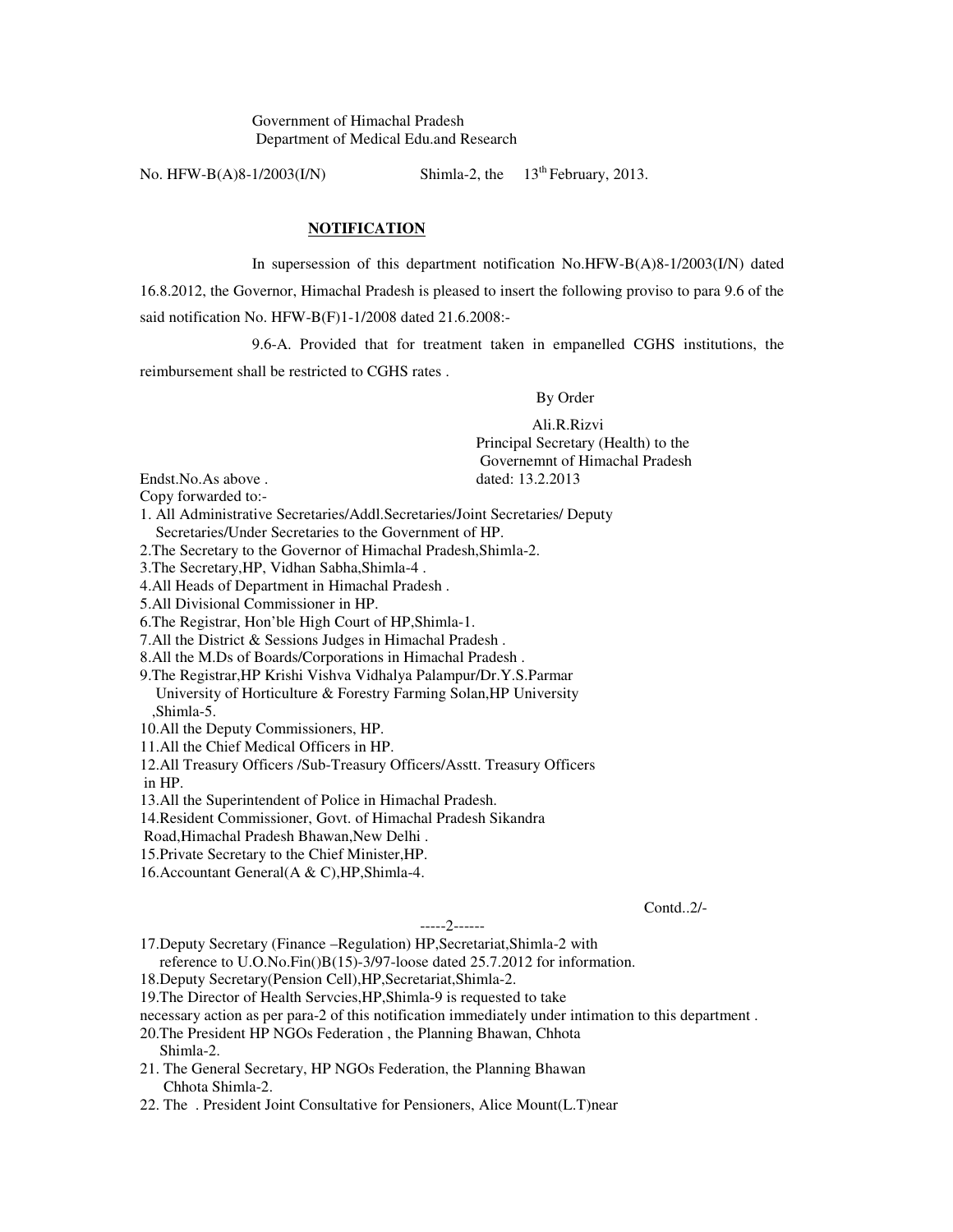Government of Himachal Pradesh
Department of Medical Edu.and Research

No. HFW-B(A)8-1/2003(I/N) Shimla-2, the 13th February, 2013.

**NOTIFICATION**

In supersession of this department notification No.HFW-B(A)8-1/2003(I/N) dated 16.8.2012, the Governor, Himachal Pradesh is pleased to insert the following proviso to para 9.6 of the said notification No. HFW-B(F)1-1/2008 dated 21.6.2008:-

9.6-A. Provided that for treatment taken in empanelled CGHS institutions, the reimbursement shall be restricted to CGHS rates .

By Order

Ali.R.Rizvi
Principal Secretary (Health) to the
Governemnt of Himachal Pradesh

Endst.No.As above . dated: 13.2.2013

Copy forwarded to:-

1. All Administrative Secretaries/Addl.Secretaries/Joint Secretaries/ Deputy Secretaries/Under Secretaries to the Government of HP.
2. The Secretary to the Governor of Himachal Pradesh,Shimla-2.
3. The Secretary,HP, Vidhan Sabha,Shimla-4 .
4. All Heads of Department in Himachal Pradesh .
5. All Divisional Commissioner in HP.
6. The Registrar, Hon'ble High Court of HP,Shimla-1.
7. All the District & Sessions Judges in Himachal Pradesh .
8. All the M.Ds of Boards/Corporations in Himachal Pradesh .
9. The Registrar,HP Krishi Vishva Vidhalya Palampur/Dr.Y.S.Parmar University of Horticulture & Forestry Farming Solan,HP University ,Shimla-5.
10. All the Deputy Commissioners, HP.
11. All the Chief Medical Officers in HP.
12. All Treasury Officers /Sub-Treasury Officers/Asstt. Treasury Officers in HP.
13. All the Superintendent of Police in Himachal Pradesh.
14. Resident Commissioner, Govt. of Himachal Pradesh Sikandra Road,Himachal Pradesh Bhawan,New Delhi .
15. Private Secretary to the Chief Minister,HP.
16. Accountant General(A & C),HP,Shimla-4.

Contd..2/-

-----2------

17. Deputy Secretary (Finance –Regulation) HP,Secretariat,Shimla-2 with reference to U.O.No.Fin()B(15)-3/97-loose dated 25.7.2012 for information.
18. Deputy Secretary(Pension Cell),HP,Secretariat,Shimla-2.
19. The Director of Health Servcies,HP,Shimla-9 is requested to take necessary action as per para-2 of this notification immediately under intimation to this department .
20. The President HP NGOs Federation , the Planning Bhawan, Chhota Shimla-2.
21. The General Secretary, HP NGOs Federation, the Planning Bhawan Chhota Shimla-2.
22. The . President Joint Consultative for Pensioners, Alice Mount(L.T)near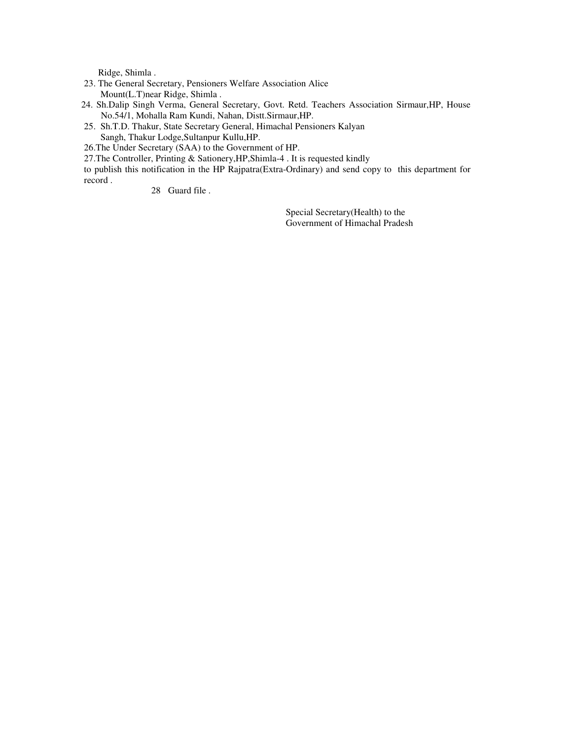Ridge, Shimla .

23. The General Secretary, Pensioners Welfare Association Alice Mount(L.T)near Ridge, Shimla .
24. Sh.Dalip Singh Verma, General Secretary, Govt. Retd. Teachers Association Sirmaur,HP, House No.54/1, Mohalla Ram Kundi, Nahan, Distt.Sirmaur,HP.
25. Sh.T.D. Thakur, State Secretary General, Himachal Pensioners Kalyan Sangh, Thakur Lodge,Sultanpur Kullu,HP.
26. The Under Secretary (SAA) to the Government of HP.
27. The Controller, Printing & Sationery,HP,Shimla-4 . It is requested kindly to publish this notification in the HP Rajpatra(Extra-Ordinary) and send copy to this department for record .
28. Guard file .

Special Secretary(Health) to the
Government of Himachal Pradesh